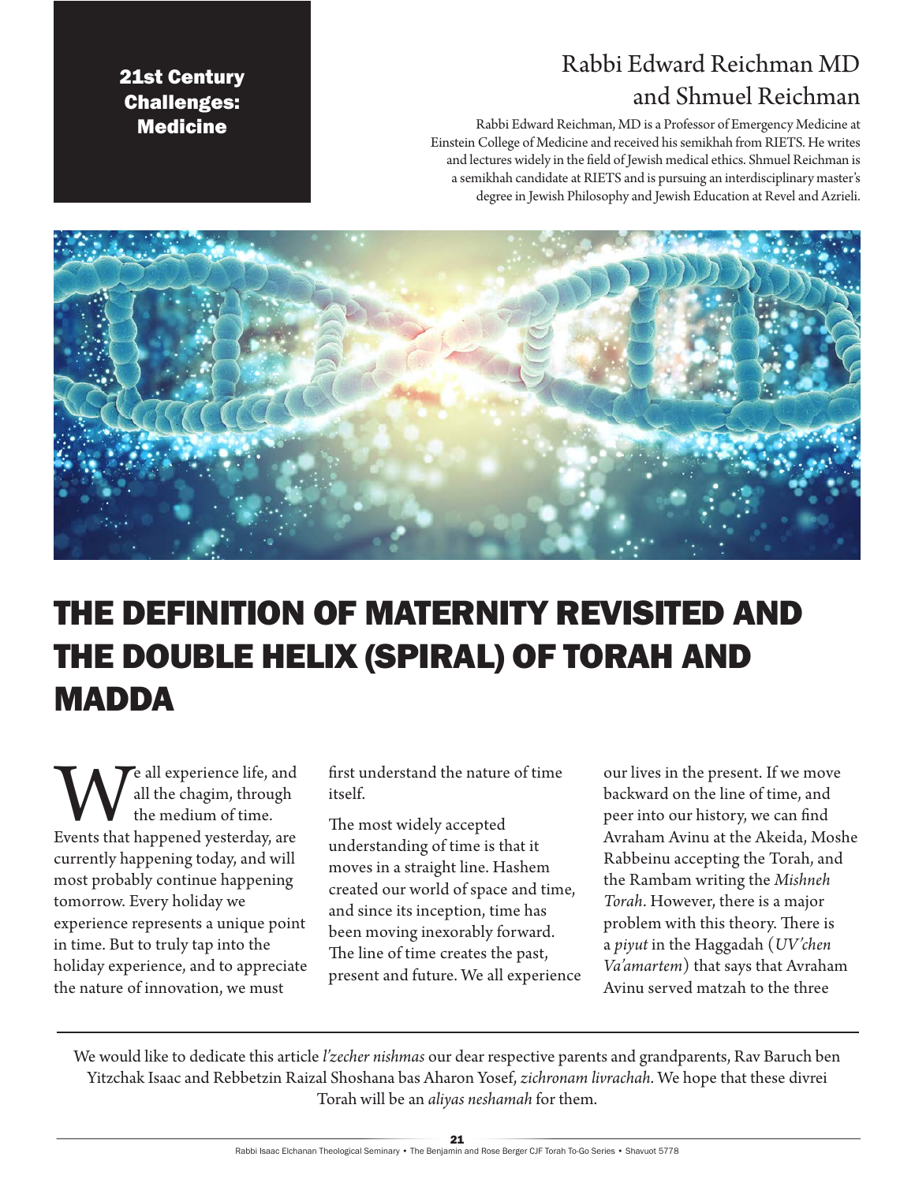**21st Century Challenges: Medicine**

## Rabbi Edward Reichman MD and Shmuel Reichman

Rabbi Edward Reichman, MD is a Professor of Emergency Medicine at Einstein College of Medicine and received his semikhah from RIETS. He writes and lectures widely in the field of Jewish medical ethics. Shmuel Reichman is a semikhah candidate at RIETS and is pursuing an interdisciplinary master's degree in Jewish Philosophy and Jewish Education at Revel and Azrieli.

# THE DEFINITION OF MATERNITY REVISITED AND THE DOUBLE HELIX (SPIRAL) OF TORAH AND MADDA

We all experience life, and all the chagim, through the medium of time. Events that happened yesterday, are currently happening today, and will most probably continue happening tomorrow. Every holiday we experience represents a unique point in time. But to truly tap into the holiday experience, and to appreciate the nature of innovation, we must first understand the nature of time itself.

The most widely accepted understanding of time is that it moves in a straight line. Hashem created our world of space and time, and since its inception, time has been moving inexorably forward. The line of time creates the past, present and future. We all experience our lives in the present. If we move backward on the line of time, and peer into our history, we can find Avraham Avinu at the Akeida, Moshe Rabbeinu accepting the Torah, and the Rambam writing the *Mishneh Torah*. However, there is a major problem with this theory. There is a *piyut* in the Haggadah (*UV'chen Va'amartem*) that says that Avraham Avinu served matzah to the three

---

We would like to dedicate this article *l'zecher nishmas* our dear respective parents and grandparents, Rav Baruch ben Yitzchak Isaac and Rebbetzin Raizal Shoshana bas Aharon Yosef, *zichronam livrachah*. We hope that these divrei Torah will be an *aliyas neshamah* for them.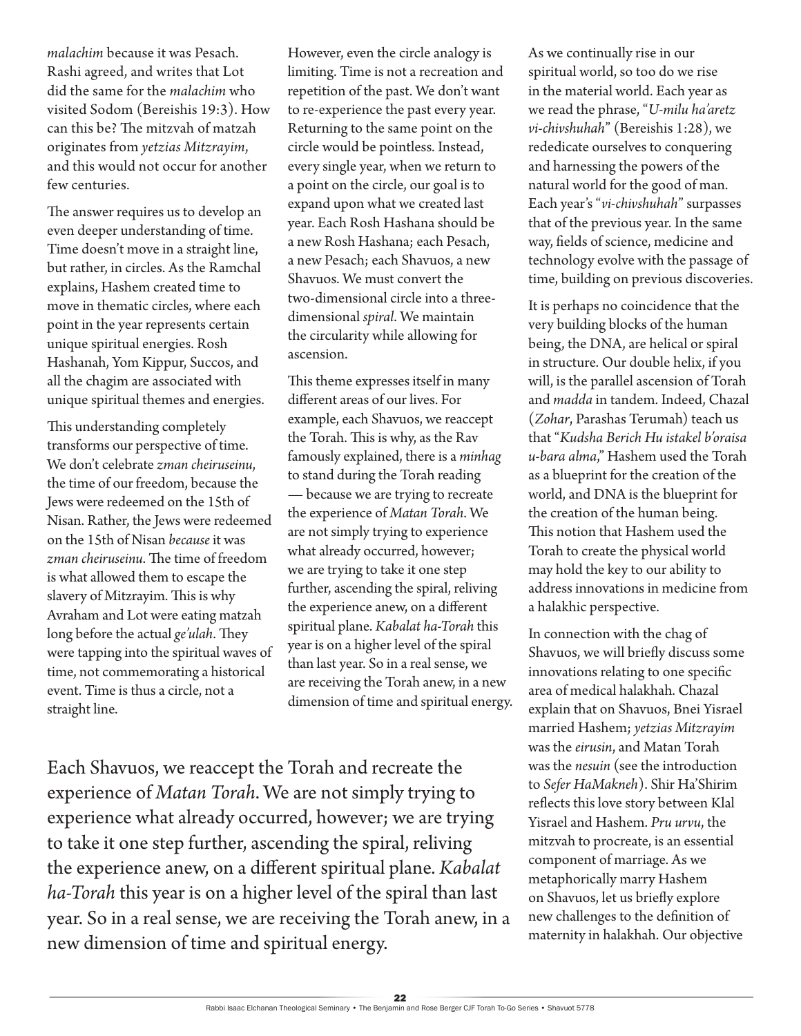*malachim* because it was Pesach. Rashi agreed, and writes that Lot did the same for the *malachim* who visited Sodom (Bereishis 19:3). How can this be? The mitzvah of matzah originates from *yetzias Mitzrayim*, and this would not occur for another few centuries.

The answer requires us to develop an even deeper understanding of time. Time doesn't move in a straight line, but rather, in circles. As the Ramchal explains, Hashem created time to move in thematic circles, where each point in the year represents certain unique spiritual energies. Rosh Hashanah, Yom Kippur, Succos, and all the chagim are associated with unique spiritual themes and energies.

This understanding completely transforms our perspective of time. We don't celebrate *zman cheiruseinu*, the time of our freedom, because the Jews were redeemed on the 15th of Nisan. Rather, the Jews were redeemed on the 15th of Nisan *because* it was *zman cheiruseinu*. The time of freedom is what allowed them to escape the slavery of Mitzrayim. This is why Avraham and Lot were eating matzah long before the actual *ge'ulah*. They were tapping into the spiritual waves of time, not commemorating a historical event. Time is thus a circle, not a straight line.

However, even the circle analogy is limiting. Time is not a recreation and repetition of the past. We don't want to re-experience the past every year. Returning to the same point on the circle would be pointless. Instead, every single year, when we return to a point on the circle, our goal is to expand upon what we created last year. Each Rosh Hashana should be a new Rosh Hashana; each Pesach, a new Pesach; each Shavuos, a new Shavuos. We must convert the two-dimensional circle into a three-dimensional *spiral*. We maintain the circularity while allowing for ascension.

This theme expresses itself in many different areas of our lives. For example, each Shavuos, we reaccept the Torah. This is why, as the Rav famously explained, there is a *minhag* to stand during the Torah reading — because we are trying to recreate the experience of *Matan Torah*. We are not simply trying to experience what already occurred, however; we are trying to take it one step further, ascending the spiral, reliving the experience anew, on a different spiritual plane. *Kabalat ha-Torah* this year is on a higher level of the spiral than last year. So in a real sense, we are receiving the Torah anew, in a new dimension of time and spiritual energy.

> Each Shavuos, we reaccept the Torah and recreate the experience of *Matan Torah*. We are not simply trying to experience what already occurred, however; we are trying to take it one step further, ascending the spiral, reliving the experience anew, on a different spiritual plane. *Kabalat ha-Torah* this year is on a higher level of the spiral than last year. So in a real sense, we are receiving the Torah anew, in a new dimension of time and spiritual energy.

As we continually rise in our spiritual world, so too do we rise in the material world. Each year as we read the phrase, "*U-milu ha'aretz vi-chivshuhah*" (Bereishis 1:28), we rededicate ourselves to conquering and harnessing the powers of the natural world for the good of man. Each year's "*vi-chivshuhah*" surpasses that of the previous year. In the same way, fields of science, medicine and technology evolve with the passage of time, building on previous discoveries.

It is perhaps no coincidence that the very building blocks of the human being, the DNA, are helical or spiral in structure. Our double helix, if you will, is the parallel ascension of Torah and *madda* in tandem. Indeed, Chazal (*Zohar*, Parashas Terumah) teach us that "*Kudsha Berich Hu istakel b'oraisa u-bara alma*," Hashem used the Torah as a blueprint for the creation of the world, and DNA is the blueprint for the creation of the human being. This notion that Hashem used the Torah to create the physical world may hold the key to our ability to address innovations in medicine from a halakhic perspective.

In connection with the chag of Shavuos, we will briefly discuss some innovations relating to one specific area of medical halakhah. Chazal explain that on Shavuos, Bnei Yisrael married Hashem; *yetzias Mitzrayim* was the *eirusin*, and Matan Torah was the *nesuin* (see the introduction to *Sefer HaMakneh*). Shir Ha'Shirim reflects this love story between Klal Yisrael and Hashem. *Pru urvu*, the mitzvah to procreate, is an essential component of marriage. As we metaphorically marry Hashem on Shavuos, let us briefly explore new challenges to the definition of maternity in halakhah. Our objective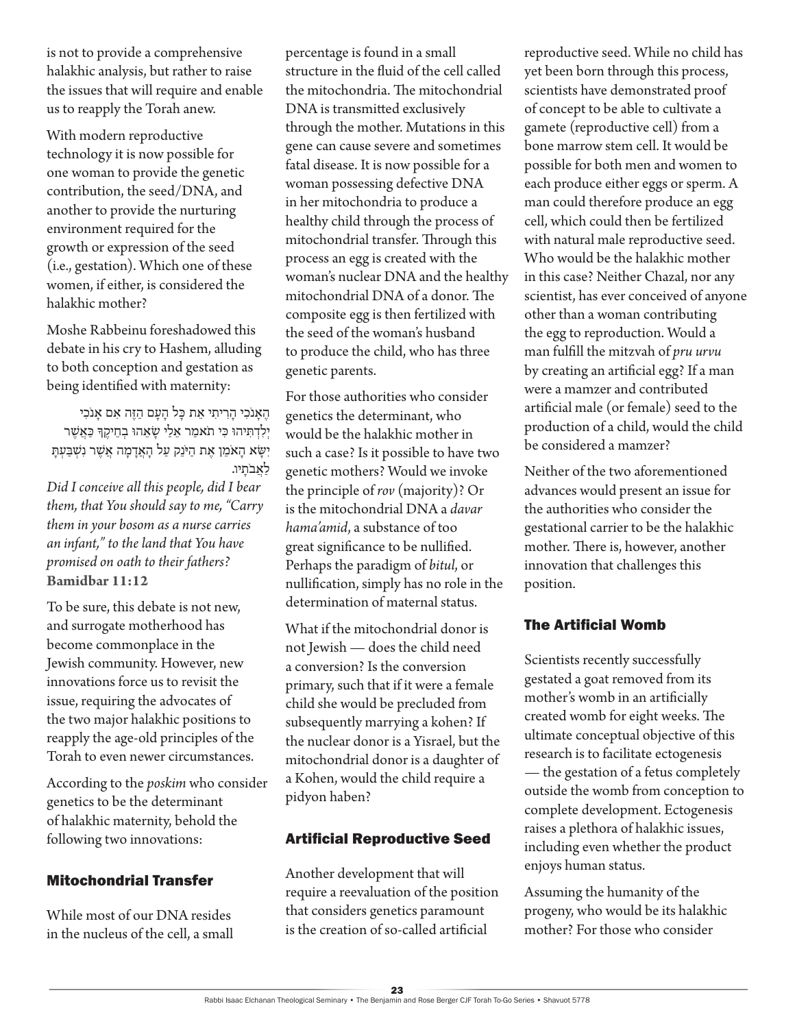is not to provide a comprehensive halakhic analysis, but rather to raise the issues that will require and enable us to reapply the Torah anew.

With modern reproductive technology it is now possible for one woman to provide the genetic contribution, the seed/DNA, and another to provide the nurturing environment required for the growth or expression of the seed (i.e., gestation). Which one of these women, if either, is considered the halakhic mother?

Moshe Rabbeinu foreshadowed this debate in his cry to Hashem, alluding to both conception and gestation as being identified with maternity:

הֶאָנֹכִי הָרִיתִי אֵת כָּל הָעָם הַזֶּה אִם אָנֹכִי יְלִדְתִּיהוּ כִּי תֹאמַר אֵלַי שָׂאֵהוּ בְחֵיקֶךָ כַּאֲשֶׁר יִשָּׂא הָאֹמֵן אֶת הַיֹּנֵק עַל הָאֲדָמָה אֲשֶׁר נִשְׁבַּעְתָּ לַאֲבֹתָיו.

*Did I conceive all this people, did I bear them, that You should say to me, "Carry them in your bosom as a nurse carries an infant," to the land that You have promised on oath to their fathers?*
**Bamidbar 11:12**

To be sure, this debate is not new, and surrogate motherhood has become commonplace in the Jewish community. However, new innovations force us to revisit the issue, requiring the advocates of the two major halakhic positions to reapply the age-old principles of the Torah to even newer circumstances.

According to the *poskim* who consider genetics to be the determinant of halakhic maternity, behold the following two innovations:

## Mitochondrial Transfer

While most of our DNA resides in the nucleus of the cell, a small percentage is found in a small structure in the fluid of the cell called the mitochondria. The mitochondrial DNA is transmitted exclusively through the mother. Mutations in this gene can cause severe and sometimes fatal disease. It is now possible for a woman possessing defective DNA in her mitochondria to produce a healthy child through the process of mitochondrial transfer. Through this process an egg is created with the woman's nuclear DNA and the healthy mitochondrial DNA of a donor. The composite egg is then fertilized with the seed of the woman's husband to produce the child, who has three genetic parents.

For those authorities who consider genetics the determinant, who would be the halakhic mother in such a case? Is it possible to have two genetic mothers? Would we invoke the principle of *rov* (majority)? Or is the mitochondrial DNA a *davar hama'amid*, a substance of too great significance to be nullified. Perhaps the paradigm of *bitul*, or nullification, simply has no role in the determination of maternal status.

What if the mitochondrial donor is not Jewish — does the child need a conversion? Is the conversion primary, such that if it were a female child she would be precluded from subsequently marrying a kohen? If the nuclear donor is a Yisrael, but the mitochondrial donor is a daughter of a Kohen, would the child require a pidyon haben?

## Artificial Reproductive Seed

Another development that will require a reevaluation of the position that considers genetics paramount is the creation of so-called artificial reproductive seed. While no child has yet been born through this process, scientists have demonstrated proof of concept to be able to cultivate a gamete (reproductive cell) from a bone marrow stem cell. It would be possible for both men and women to each produce either eggs or sperm. A man could therefore produce an egg cell, which could then be fertilized with natural male reproductive seed. Who would be the halakhic mother in this case? Neither Chazal, nor any scientist, has ever conceived of anyone other than a woman contributing the egg to reproduction. Would a man fulfill the mitzvah of *pru urvu* by creating an artificial egg? If a man were a mamzer and contributed artificial male (or female) seed to the production of a child, would the child be considered a mamzer?

Neither of the two aforementioned advances would present an issue for the authorities who consider the gestational carrier to be the halakhic mother. There is, however, another innovation that challenges this position.

## The Artificial Womb

Scientists recently successfully gestated a goat removed from its mother's womb in an artificially created womb for eight weeks. The ultimate conceptual objective of this research is to facilitate ectogenesis — the gestation of a fetus completely outside the womb from conception to complete development. Ectogenesis raises a plethora of halakhic issues, including even whether the product enjoys human status.

Assuming the humanity of the progeny, who would be its halakhic mother? For those who consider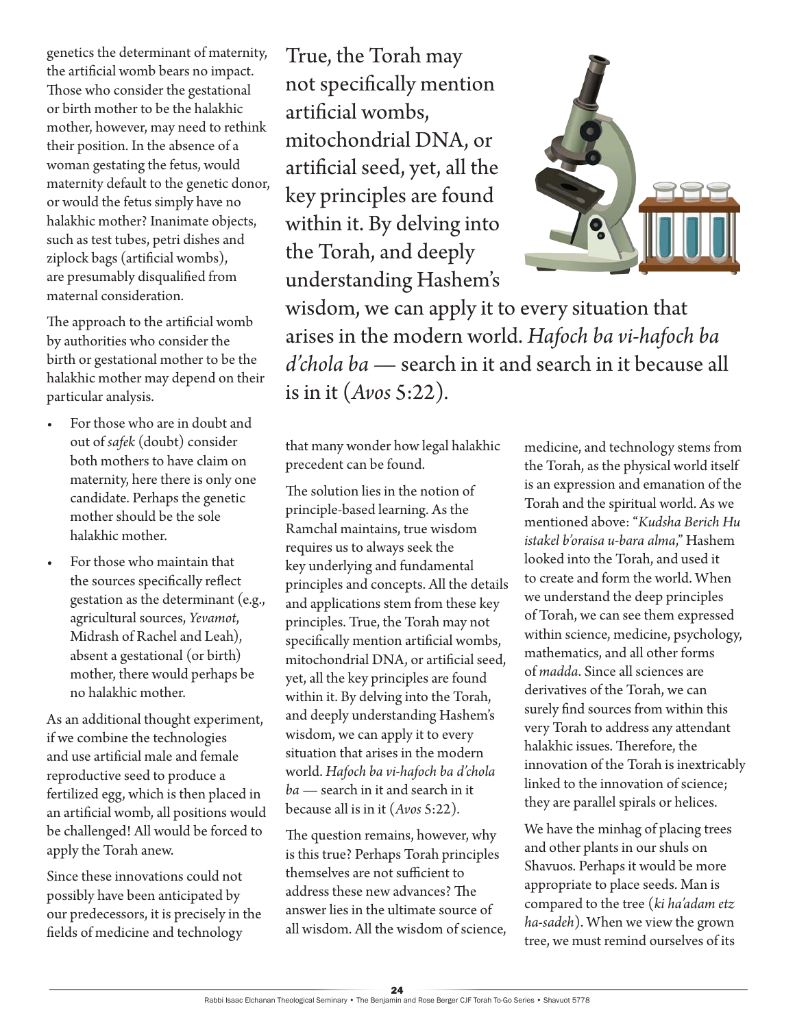genetics the determinant of maternity, the artificial womb bears no impact. Those who consider the gestational or birth mother to be the halakhic mother, however, may need to rethink their position. In the absence of a woman gestating the fetus, would maternity default to the genetic donor, or would the fetus simply have no halakhic mother? Inanimate objects, such as test tubes, petri dishes and ziplock bags (artificial wombs), are presumably disqualified from maternal consideration.

The approach to the artificial womb by authorities who consider the birth or gestational mother to be the halakhic mother may depend on their particular analysis.

- For those who are in doubt and out of *safek* (doubt) consider both mothers to have claim on maternity, here there is only one candidate. Perhaps the genetic mother should be the sole halakhic mother.
- For those who maintain that the sources specifically reflect gestation as the determinant (e.g., agricultural sources, *Yevamot*, Midrash of Rachel and Leah), absent a gestational (or birth) mother, there would perhaps be no halakhic mother.

As an additional thought experiment, if we combine the technologies and use artificial male and female reproductive seed to produce a fertilized egg, which is then placed in an artificial womb, all positions would be challenged! All would be forced to apply the Torah anew.

Since these innovations could not possibly have been anticipated by our predecessors, it is precisely in the fields of medicine and technology that many wonder how legal halakhic precedent can be found.

> True, the Torah may not specifically mention artificial wombs, mitochondrial DNA, or artificial seed, yet, all the key principles are found within it. By delving into the Torah, and deeply understanding Hashem's wisdom, we can apply it to every situation that arises in the modern world. *Hafoch ba vi-hafoch ba d'chola ba* — search in it and search in it because all is in it (*Avos* 5:22).

The solution lies in the notion of principle-based learning. As the Ramchal maintains, true wisdom requires us to always seek the key underlying and fundamental principles and concepts. All the details and applications stem from these key principles. True, the Torah may not specifically mention artificial wombs, mitochondrial DNA, or artificial seed, yet, all the key principles are found within it. By delving into the Torah, and deeply understanding Hashem's wisdom, we can apply it to every situation that arises in the modern world. *Hafoch ba vi-hafoch ba d'chola ba* — search in it and search in it because all is in it (*Avos* 5:22).

The question remains, however, why is this true? Perhaps Torah principles themselves are not sufficient to address these new advances? The answer lies in the ultimate source of all wisdom. All the wisdom of science, medicine, and technology stems from the Torah, as the physical world itself is an expression and emanation of the Torah and the spiritual world. As we mentioned above: "*Kudsha Berich Hu istakel b'oraisa u-bara alma*," Hashem looked into the Torah, and used it to create and form the world. When we understand the deep principles of Torah, we can see them expressed within science, medicine, psychology, mathematics, and all other forms of *madda*. Since all sciences are derivatives of the Torah, we can surely find sources from within this very Torah to address any attendant halakhic issues. Therefore, the innovation of the Torah is inextricably linked to the innovation of science; they are parallel spirals or helices.

We have the minhag of placing trees and other plants in our shuls on Shavuos. Perhaps it would be more appropriate to place seeds. Man is compared to the tree (*ki ha'adam etz ha-sadeh*). When we view the grown tree, we must remind ourselves of its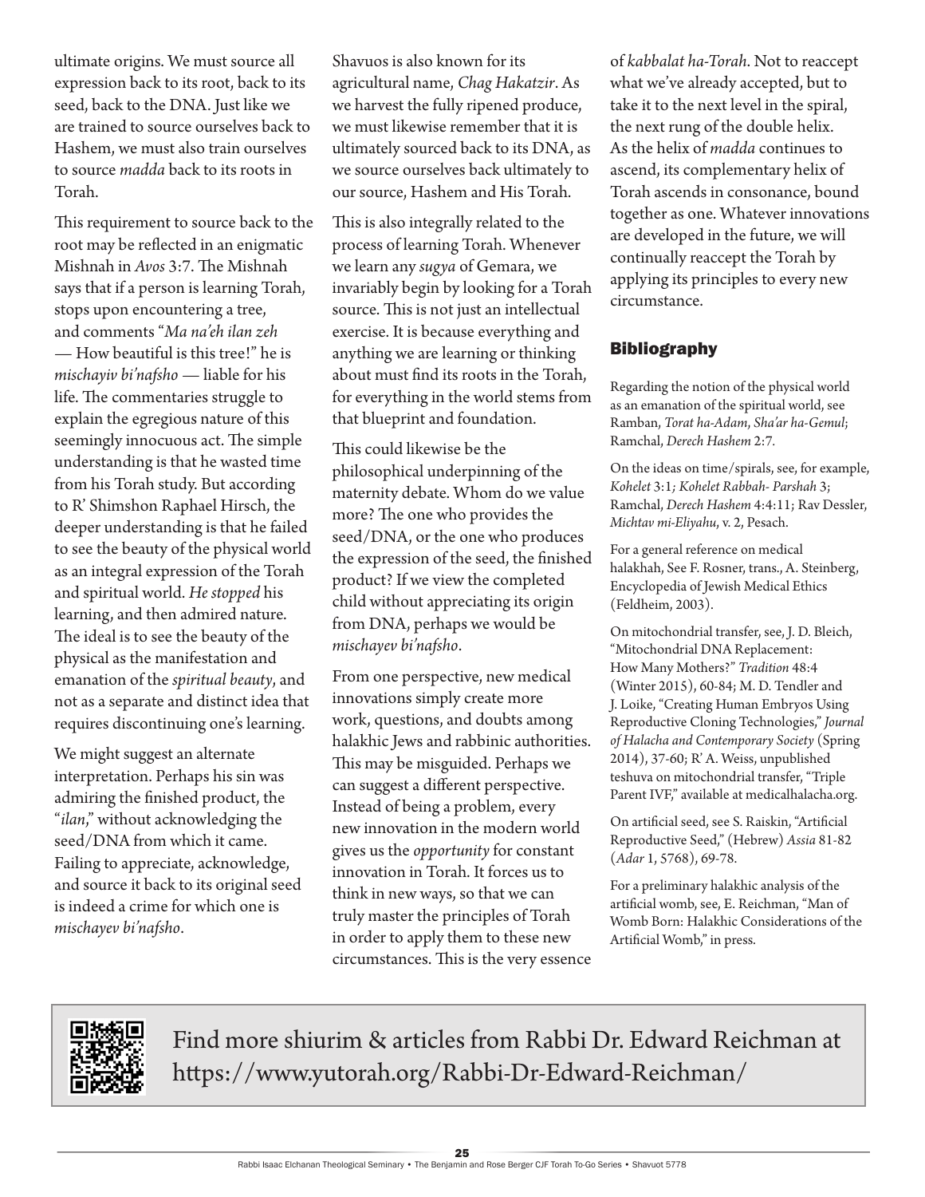ultimate origins. We must source all expression back to its root, back to its seed, back to the DNA. Just like we are trained to source ourselves back to Hashem, we must also train ourselves to source *madda* back to its roots in Torah.

This requirement to source back to the root may be reflected in an enigmatic Mishnah in *Avos* 3:7. The Mishnah says that if a person is learning Torah, stops upon encountering a tree, and comments "*Ma na'eh ilan zeh* — How beautiful is this tree!" he is *mischayiv bi'nafsho* — liable for his life. The commentaries struggle to explain the egregious nature of this seemingly innocuous act. The simple understanding is that he wasted time from his Torah study. But according to R' Shimshon Raphael Hirsch, the deeper understanding is that he failed to see the beauty of the physical world as an integral expression of the Torah and spiritual world. *He stopped* his learning, and then admired nature. The ideal is to see the beauty of the physical as the manifestation and emanation of the *spiritual beauty*, and not as a separate and distinct idea that requires discontinuing one's learning.

We might suggest an alternate interpretation. Perhaps his sin was admiring the finished product, the "*ilan*," without acknowledging the seed/DNA from which it came. Failing to appreciate, acknowledge, and source it back to its original seed is indeed a crime for which one is *mischayev bi'nafsho*.

Shavuos is also known for its agricultural name, *Chag Hakatzir*. As we harvest the fully ripened produce, we must likewise remember that it is ultimately sourced back to its DNA, as we source ourselves back ultimately to our source, Hashem and His Torah.

This is also integrally related to the process of learning Torah. Whenever we learn any *sugya* of Gemara, we invariably begin by looking for a Torah source. This is not just an intellectual exercise. It is because everything and anything we are learning or thinking about must find its roots in the Torah, for everything in the world stems from that blueprint and foundation.

This could likewise be the philosophical underpinning of the maternity debate. Whom do we value more? The one who provides the seed/DNA, or the one who produces the expression of the seed, the finished product? If we view the completed child without appreciating its origin from DNA, perhaps we would be *mischayev bi'nafsho*.

From one perspective, new medical innovations simply create more work, questions, and doubts among halakhic Jews and rabbinic authorities. This may be misguided. Perhaps we can suggest a different perspective. Instead of being a problem, every new innovation in the modern world gives us the *opportunity* for constant innovation in Torah. It forces us to think in new ways, so that we can truly master the principles of Torah in order to apply them to these new circumstances. This is the very essence of *kabbalat ha-Torah*. Not to reaccept what we've already accepted, but to take it to the next level in the spiral, the next rung of the double helix. As the helix of *madda* continues to ascend, its complementary helix of Torah ascends in consonance, bound together as one. Whatever innovations are developed in the future, we will continually reaccept the Torah by applying its principles to every new circumstance.

## Bibliography

Regarding the notion of the physical world as an emanation of the spiritual world, see Ramban, *Torat ha-Adam*, *Sha'ar ha-Gemul*; Ramchal, *Derech Hashem* 2:7.

On the ideas on time/spirals, see, for example, *Kohelet* 3:1; *Kohelet Rabbah- Parshah* 3; Ramchal, *Derech Hashem* 4:4:11; Rav Dessler, *Michtav mi-Eliyahu*, v. 2, Pesach.

For a general reference on medical halakhah, See F. Rosner, trans., A. Steinberg, Encyclopedia of Jewish Medical Ethics (Feldheim, 2003).

On mitochondrial transfer, see, J. D. Bleich, "Mitochondrial DNA Replacement: How Many Mothers?" *Tradition* 48:4 (Winter 2015), 60-84; M. D. Tendler and J. Loike, "Creating Human Embryos Using Reproductive Cloning Technologies," *Journal of Halacha and Contemporary Society* (Spring 2014), 37-60; R' A. Weiss, unpublished teshuva on mitochondrial transfer, "Triple Parent IVF," available at medicalhalacha.org.

On artificial seed, see S. Raiskin, "Artificial Reproductive Seed," (Hebrew) *Assia* 81-82 (*Adar* 1, 5768), 69-78.

For a preliminary halakhic analysis of the artificial womb, see, E. Reichman, "Man of Womb Born: Halakhic Considerations of the Artificial Womb," in press.

Find more shiurim & articles from Rabbi Dr. Edward Reichman at https://www.yutorah.org/Rabbi-Dr-Edward-Reichman/